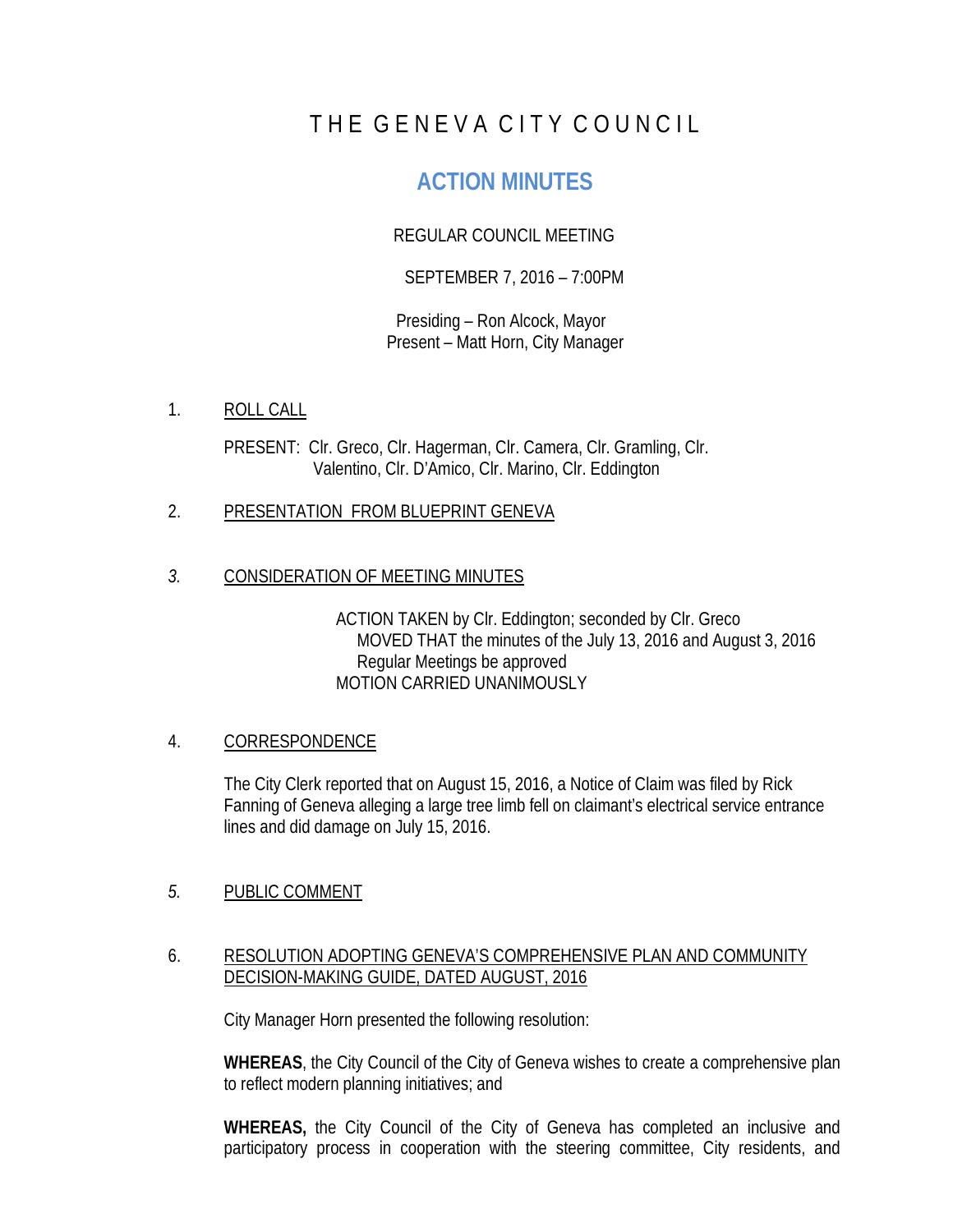# THE GENEVA CITY COUNCIL

## ACTION MINUTES

REGULAR COUNCIL MEETING

SEPTEMBER 7, 2016 – 7:00PM

Presiding – Ron Alcock, Mayor
Present – Matt Horn, City Manager

1. ROLL CALL

   PRESENT: Clr. Greco, Clr. Hagerman, Clr. Camera, Clr. Gramling, Clr. Valentino, Clr. D'Amico, Clr. Marino, Clr. Eddington

2. PRESENTATION FROM BLUEPRINT GENEVA

3. CONSIDERATION OF MEETING MINUTES

   ACTION TAKEN by Clr. Eddington; seconded by Clr. Greco
   MOVED THAT the minutes of the July 13, 2016 and August 3, 2016 Regular Meetings be approved
   MOTION CARRIED UNANIMOUSLY

4. CORRESPONDENCE

   The City Clerk reported that on August 15, 2016, a Notice of Claim was filed by Rick Fanning of Geneva alleging a large tree limb fell on claimant's electrical service entrance lines and did damage on July 15, 2016.

5. PUBLIC COMMENT

6. RESOLUTION ADOPTING GENEVA'S COMPREHENSIVE PLAN AND COMMUNITY DECISION-MAKING GUIDE, DATED AUGUST, 2016

   City Manager Horn presented the following resolution:

   **WHEREAS**, the City Council of the City of Geneva wishes to create a comprehensive plan to reflect modern planning initiatives; and

   **WHEREAS,** the City Council of the City of Geneva has completed an inclusive and participatory process in cooperation with the steering committee, City residents, and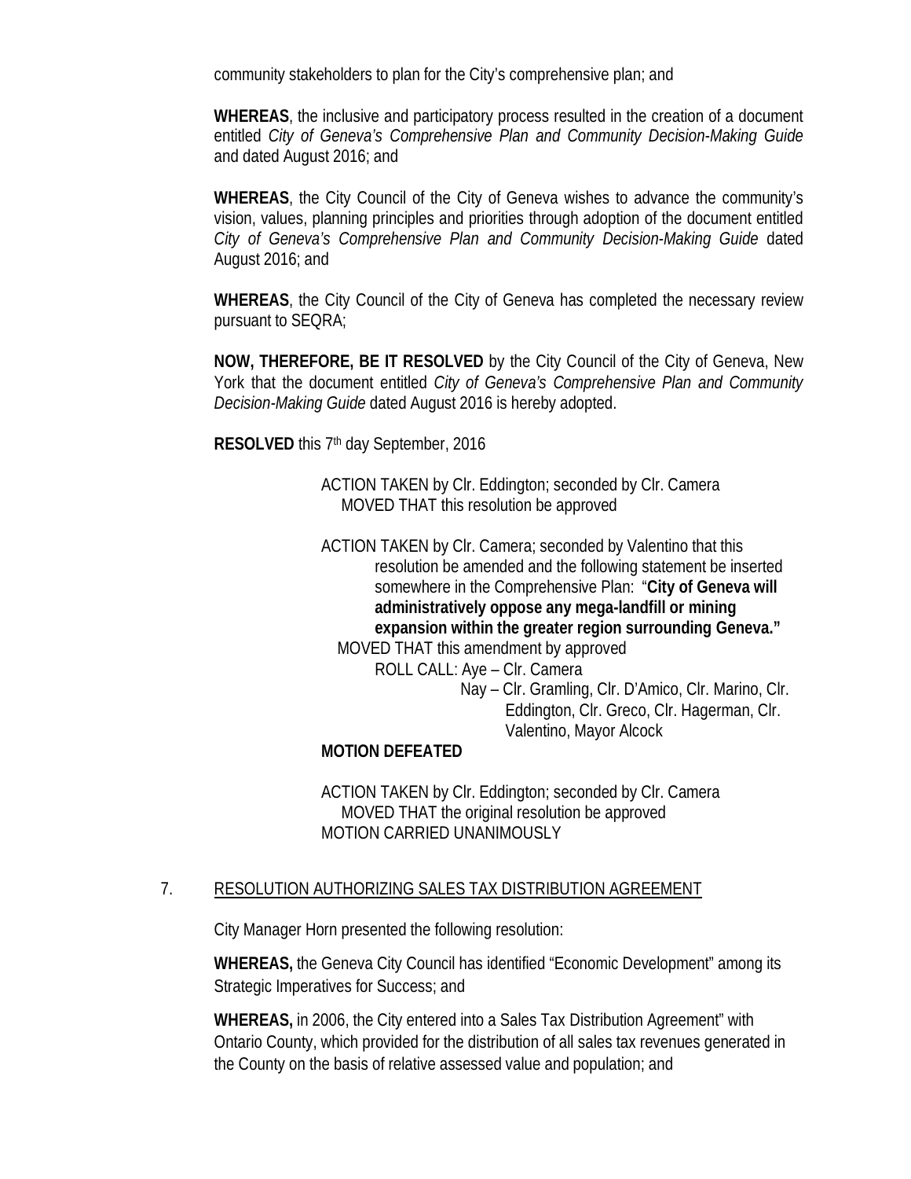community stakeholders to plan for the City's comprehensive plan; and

**WHEREAS**, the inclusive and participatory process resulted in the creation of a document entitled *City of Geneva's Comprehensive Plan and Community Decision-Making Guide* and dated August 2016; and

**WHEREAS**, the City Council of the City of Geneva wishes to advance the community's vision, values, planning principles and priorities through adoption of the document entitled *City of Geneva's Comprehensive Plan and Community Decision-Making Guide* dated August 2016; and

**WHEREAS**, the City Council of the City of Geneva has completed the necessary review pursuant to SEQRA;

**NOW, THEREFORE, BE IT RESOLVED** by the City Council of the City of Geneva, New York that the document entitled *City of Geneva's Comprehensive Plan and Community Decision-Making Guide* dated August 2016 is hereby adopted.

**RESOLVED** this 7th day September, 2016

ACTION TAKEN by Clr. Eddington; seconded by Clr. Camera
MOVED THAT this resolution be approved

ACTION TAKEN by Clr. Camera; seconded by Valentino that this resolution be amended and the following statement be inserted somewhere in the Comprehensive Plan: "**City of Geneva will administratively oppose any mega-landfill or mining expansion within the greater region surrounding Geneva."**
MOVED THAT this amendment by approved
ROLL CALL: Aye – Clr. Camera
Nay – Clr. Gramling, Clr. D'Amico, Clr. Marino, Clr. Eddington, Clr. Greco, Clr. Hagerman, Clr. Valentino, Mayor Alcock

**MOTION DEFEATED**

ACTION TAKEN by Clr. Eddington; seconded by Clr. Camera
MOVED THAT the original resolution be approved
MOTION CARRIED UNANIMOUSLY

7. RESOLUTION AUTHORIZING SALES TAX DISTRIBUTION AGREEMENT

City Manager Horn presented the following resolution:

**WHEREAS,** the Geneva City Council has identified "Economic Development" among its Strategic Imperatives for Success; and

**WHEREAS,** in 2006, the City entered into a Sales Tax Distribution Agreement" with Ontario County, which provided for the distribution of all sales tax revenues generated in the County on the basis of relative assessed value and population; and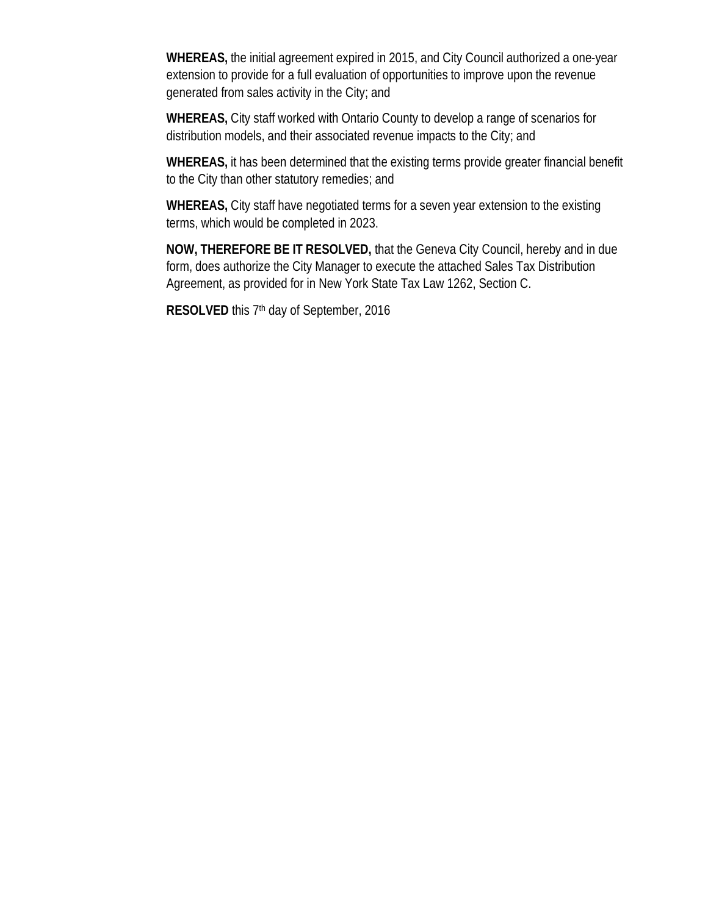**WHEREAS,** the initial agreement expired in 2015, and City Council authorized a one-year extension to provide for a full evaluation of opportunities to improve upon the revenue generated from sales activity in the City; and

**WHEREAS,** City staff worked with Ontario County to develop a range of scenarios for distribution models, and their associated revenue impacts to the City; and

**WHEREAS,** it has been determined that the existing terms provide greater financial benefit to the City than other statutory remedies; and

**WHEREAS,** City staff have negotiated terms for a seven year extension to the existing terms, which would be completed in 2023.

**NOW, THEREFORE BE IT RESOLVED,** that the Geneva City Council, hereby and in due form, does authorize the City Manager to execute the attached Sales Tax Distribution Agreement, as provided for in New York State Tax Law 1262, Section C.

**RESOLVED** this 7th day of September, 2016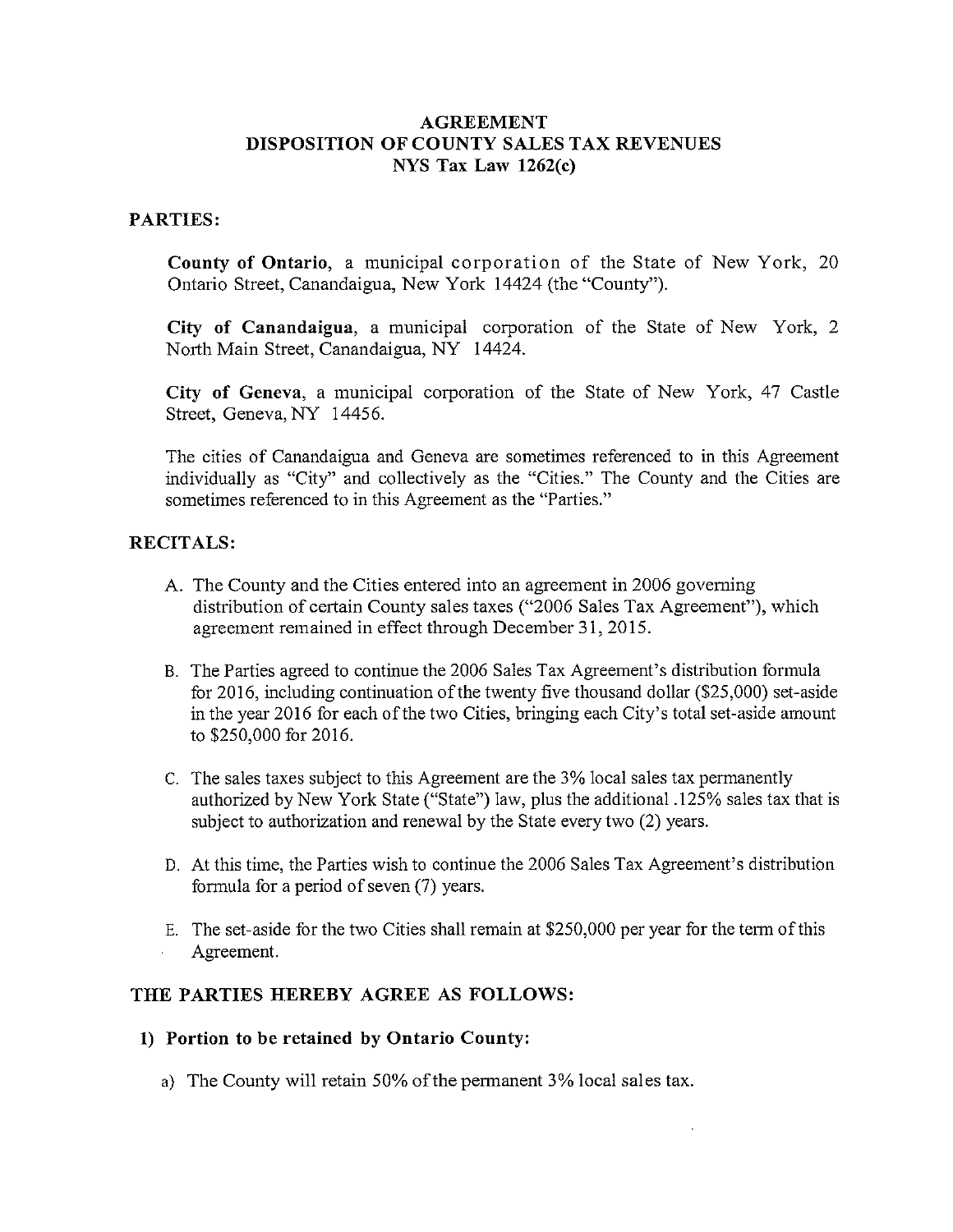# AGREEMENT
# DISPOSITION OF COUNTY SALES TAX REVENUES
# NYS Tax Law 1262(c)

## PARTIES:

**County of Ontario**, a municipal corporation of the State of New York, 20 Ontario Street, Canandaigua, New York 14424 (the "County").

**City of Canandaigua**, a municipal corporation of the State of New York, 2 North Main Street, Canandaigua, NY 14424.

**City of Geneva**, a municipal corporation of the State of New York, 47 Castle Street, Geneva, NY 14456.

The cities of Canandaigua and Geneva are sometimes referenced to in this Agreement individually as "City" and collectively as the "Cities." The County and the Cities are sometimes referenced to in this Agreement as the "Parties."

## RECITALS:

A. The County and the Cities entered into an agreement in 2006 governing distribution of certain County sales taxes ("2006 Sales Tax Agreement"), which agreement remained in effect through December 31, 2015.

B. The Parties agreed to continue the 2006 Sales Tax Agreement's distribution formula for 2016, including continuation of the twenty five thousand dollar ($25,000) set-aside in the year 2016 for each of the two Cities, bringing each City's total set-aside amount to $250,000 for 2016.

C. The sales taxes subject to this Agreement are the 3% local sales tax permanently authorized by New York State ("State") law, plus the additional .125% sales tax that is subject to authorization and renewal by the State every two (2) years.

D. At this time, the Parties wish to continue the 2006 Sales Tax Agreement's distribution formula for a period of seven (7) years.

E. The set-aside for the two Cities shall remain at $250,000 per year for the term of this Agreement.

## THE PARTIES HEREBY AGREE AS FOLLOWS:

### 1) Portion to be retained by Ontario County:

a) The County will retain 50% of the permanent 3% local sales tax.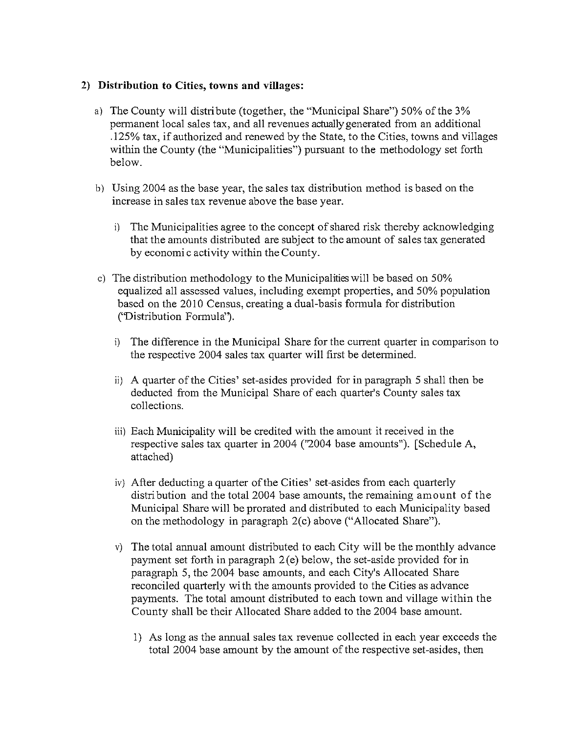## 2) Distribution to Cities, towns and villages:

a) The County will distribute (together, the "Municipal Share") 50% of the 3% permanent local sales tax, and all revenues actually generated from an additional .125% tax, if authorized and renewed by the State, to the Cities, towns and villages within the County (the "Municipalities") pursuant to the methodology set forth below.

b) Using 2004 as the base year, the sales tax distribution method is based on the increase in sales tax revenue above the base year.

   i) The Municipalities agree to the concept of shared risk thereby acknowledging that the amounts distributed are subject to the amount of sales tax generated by economic activity within the County.

c) The distribution methodology to the Municipalities will be based on 50% equalized all assessed values, including exempt properties, and 50% population based on the 2010 Census, creating a dual-basis formula for distribution ("Distribution Formula").

   i) The difference in the Municipal Share for the current quarter in comparison to the respective 2004 sales tax quarter will first be determined.

   ii) A quarter of the Cities' set-asides provided for in paragraph 5 shall then be deducted from the Municipal Share of each quarter's County sales tax collections.

   iii) Each Municipality will be credited with the amount it received in the respective sales tax quarter in 2004 ("2004 base amounts"). [Schedule A, attached)

   iv) After deducting a quarter of the Cities' set-asides from each quarterly distribution and the total 2004 base amounts, the remaining amount of the Municipal Share will be prorated and distributed to each Municipality based on the methodology in paragraph 2(c) above ("Allocated Share").

   v) The total annual amount distributed to each City will be the monthly advance payment set forth in paragraph 2(e) below, the set-aside provided for in paragraph 5, the 2004 base amounts, and each City's Allocated Share reconciled quarterly with the amounts provided to the Cities as advance payments. The total amount distributed to each town and village within the County shall be their Allocated Share added to the 2004 base amount.

      1) As long as the annual sales tax revenue collected in each year exceeds the total 2004 base amount by the amount of the respective set-asides, then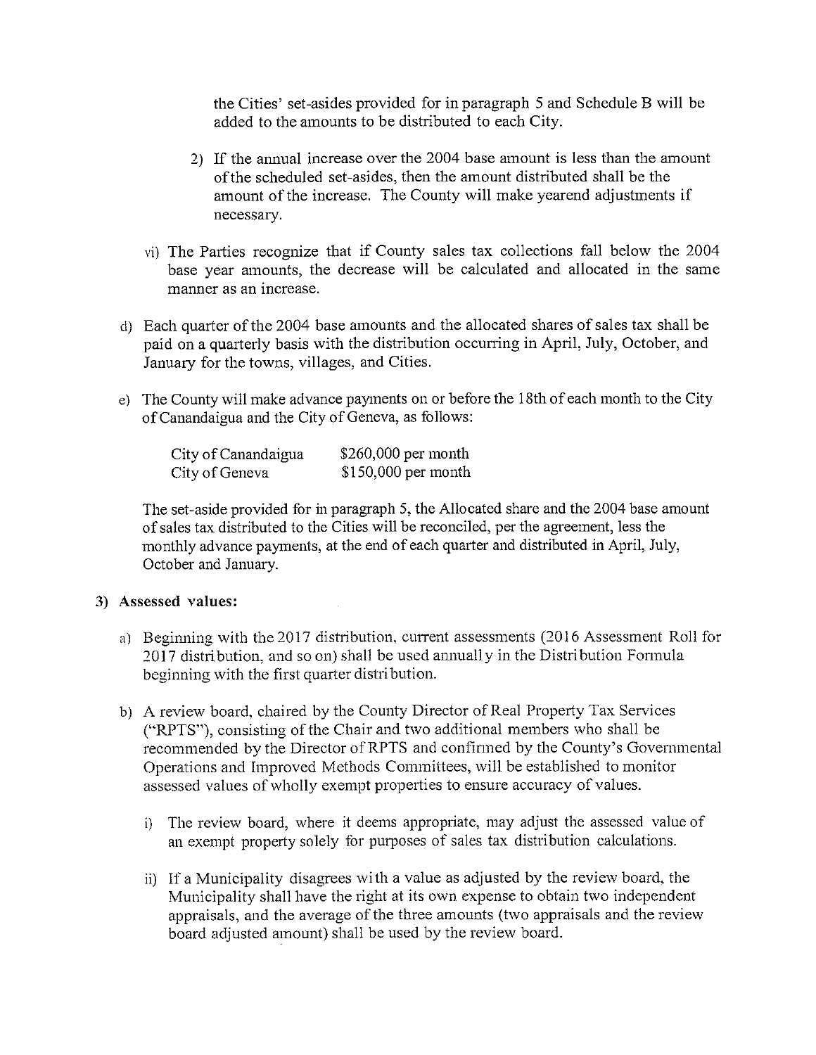the Cities' set-asides provided for in paragraph 5 and Schedule B will be added to the amounts to be distributed to each City.

2) If the annual increase over the 2004 base amount is less than the amount of the scheduled set-asides, then the amount distributed shall be the amount of the increase. The County will make yearend adjustments if necessary.

vi) The Parties recognize that if County sales tax collections fall below the 2004 base year amounts, the decrease will be calculated and allocated in the same manner as an increase.

d) Each quarter of the 2004 base amounts and the allocated shares of sales tax shall be paid on a quarterly basis with the distribution occurring in April, July, October, and January for the towns, villages, and Cities.

e) The County will make advance payments on or before the 18th of each month to the City of Canandaigua and the City of Geneva, as follows:

| | |
|---|---|
| City of Canandaigua | $260,000 per month |
| City of Geneva | $150,000 per month |

The set-aside provided for in paragraph 5, the Allocated share and the 2004 base amount of sales tax distributed to the Cities will be reconciled, per the agreement, less the monthly advance payments, at the end of each quarter and distributed in April, July, October and January.

**3) Assessed values:**

a) Beginning with the 2017 distribution, current assessments (2016 Assessment Roll for 2017 distribution, and so on) shall be used annually in the Distribution Formula beginning with the first quarter distribution.

b) A review board, chaired by the County Director of Real Property Tax Services ("RPTS"), consisting of the Chair and two additional members who shall be recommended by the Director of RPTS and confirmed by the County's Governmental Operations and Improved Methods Committees, will be established to monitor assessed values of wholly exempt properties to ensure accuracy of values.

i) The review board, where it deems appropriate, may adjust the assessed value of an exempt property solely for purposes of sales tax distribution calculations.

ii) If a Municipality disagrees with a value as adjusted by the review board, the Municipality shall have the right at its own expense to obtain two independent appraisals, and the average of the three amounts (two appraisals and the review board adjusted amount) shall be used by the review board.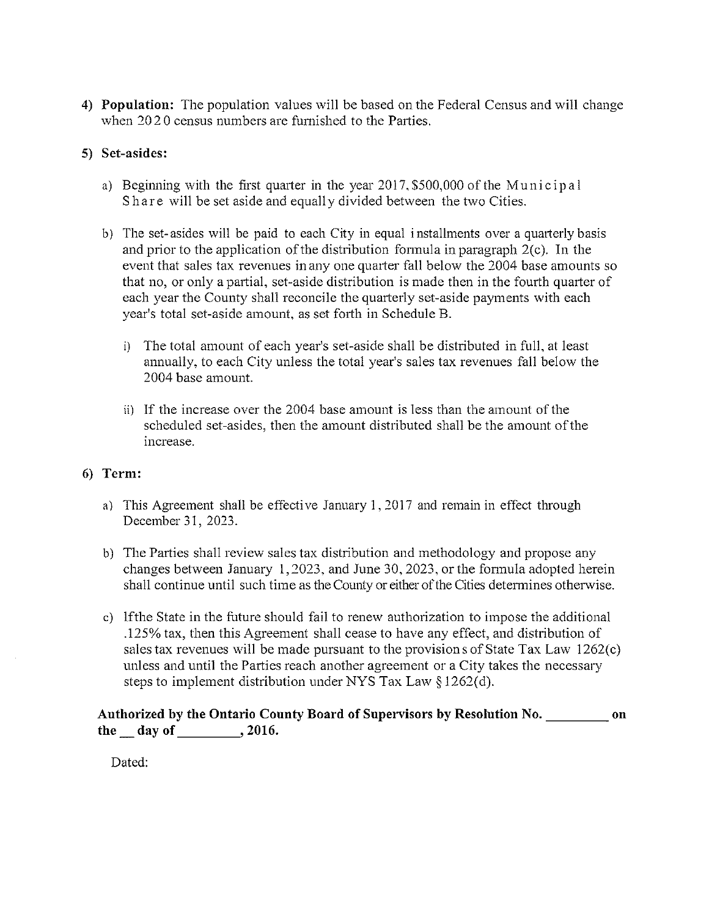4) **Population:** The population values will be based on the Federal Census and will change when 2020 census numbers are furnished to the Parties.

5) **Set-asides:**

   a) Beginning with the first quarter in the year 2017, $500,000 of the Municipal Share will be set aside and equally divided between the two Cities.

   b) The set-asides will be paid to each City in equal installments over a quarterly basis and prior to the application of the distribution formula in paragraph 2(c). In the event that sales tax revenues in any one quarter fall below the 2004 base amounts so that no, or only a partial, set-aside distribution is made then in the fourth quarter of each year the County shall reconcile the quarterly set-aside payments with each year's total set-aside amount, as set forth in Schedule B.

      i) The total amount of each year's set-aside shall be distributed in full, at least annually, to each City unless the total year's sales tax revenues fall below the 2004 base amount.

      ii) If the increase over the 2004 base amount is less than the amount of the scheduled set-asides, then the amount distributed shall be the amount of the increase.

6) **Term:**

   a) This Agreement shall be effective January 1, 2017 and remain in effect through December 31, 2023.

   b) The Parties shall review sales tax distribution and methodology and propose any changes between January 1, 2023, and June 30, 2023, or the formula adopted herein shall continue until such time as the County or either of the Cities determines otherwise.

   c) If the State in the future should fail to renew authorization to impose the additional .125% tax, then this Agreement shall cease to have any effect, and distribution of sales tax revenues will be made pursuant to the provisions of State Tax Law 1262(c) unless and until the Parties reach another agreement or a City takes the necessary steps to implement distribution under NYS Tax Law § 1262(d).

**Authorized by the Ontario County Board of Supervisors by Resolution No. _________ on the __ day of _________, 2016.**

Dated: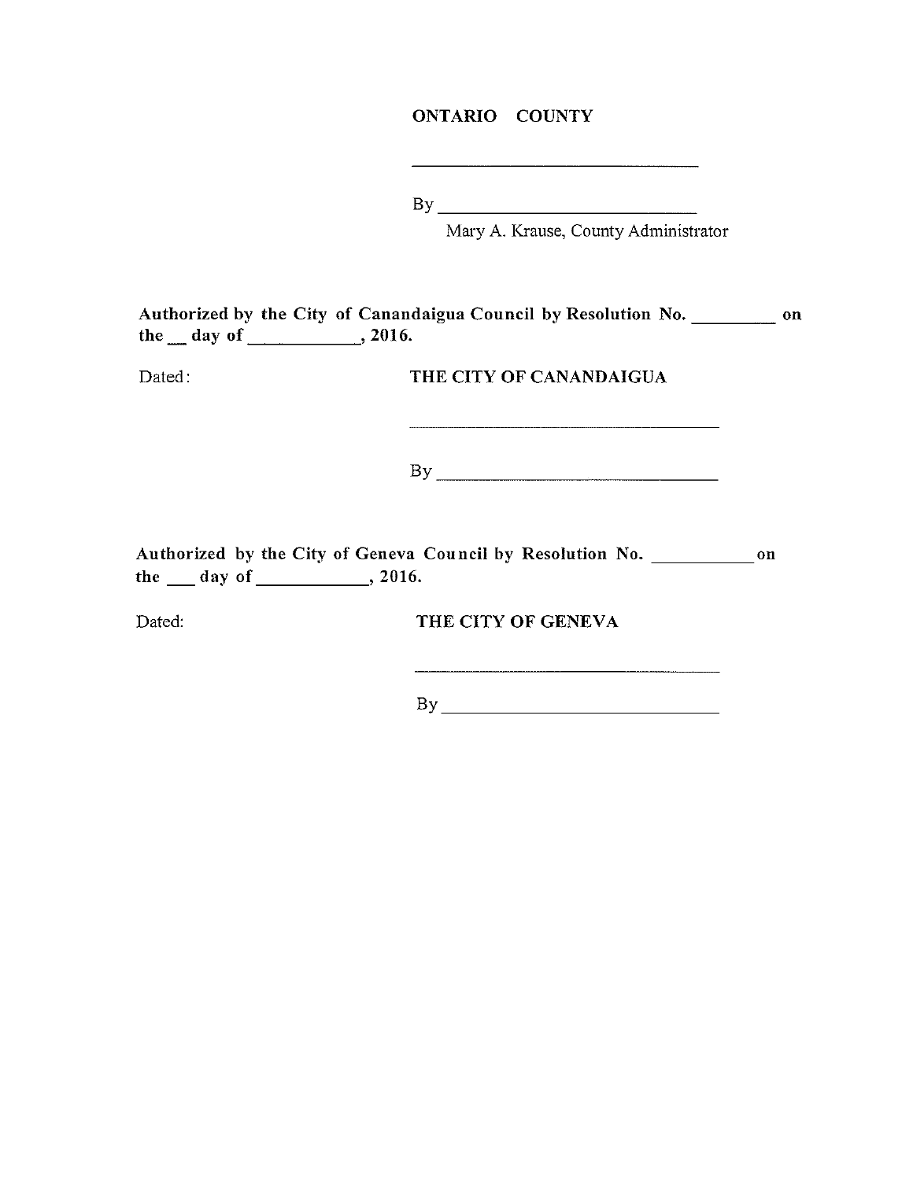**ONTARIO COUNTY**

\_\_\_\_\_\_\_\_\_\_\_\_\_\_\_\_\_\_\_\_\_\_\_\_\_\_\_\_\_\_

By \_\_\_\_\_\_\_\_\_\_\_\_\_\_\_\_\_\_\_\_\_\_\_\_\_\_\_\_
Mary A. Krause, County Administrator

**Authorized by the City of Canandaigua Council by Resolution No. \_\_\_\_\_\_\_\_\_ on the \_\_ day of \_\_\_\_\_\_\_\_\_\_\_\_, 2016.**

Dated:

**THE CITY OF CANANDAIGUA**

\_\_\_\_\_\_\_\_\_\_\_\_\_\_\_\_\_\_\_\_\_\_\_\_\_\_\_\_\_\_

By \_\_\_\_\_\_\_\_\_\_\_\_\_\_\_\_\_\_\_\_\_\_\_\_\_\_\_\_

**Authorized by the City of Geneva Council by Resolution No. \_\_\_\_\_\_\_\_\_\_\_ on the \_\_\_ day of \_\_\_\_\_\_\_\_\_\_\_\_, 2016.**

Dated:

**THE CITY OF GENEVA**

\_\_\_\_\_\_\_\_\_\_\_\_\_\_\_\_\_\_\_\_\_\_\_\_\_\_\_\_\_\_

By \_\_\_\_\_\_\_\_\_\_\_\_\_\_\_\_\_\_\_\_\_\_\_\_\_\_\_\_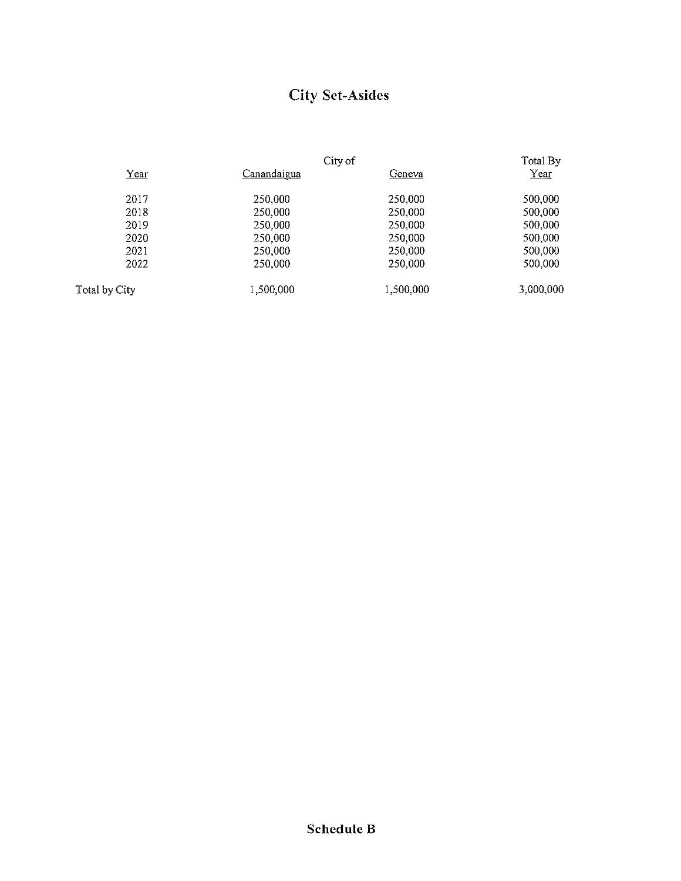# City Set-Asides

| Year | City of Canandaigua | Geneva | Total By Year |
|---|---|---|---|
| 2017 | 250,000 | 250,000 | 500,000 |
| 2018 | 250,000 | 250,000 | 500,000 |
| 2019 | 250,000 | 250,000 | 500,000 |
| 2020 | 250,000 | 250,000 | 500,000 |
| 2021 | 250,000 | 250,000 | 500,000 |
| 2022 | 250,000 | 250,000 | 500,000 |
| Total by City | 1,500,000 | 1,500,000 | 3,000,000 |

**Schedule B**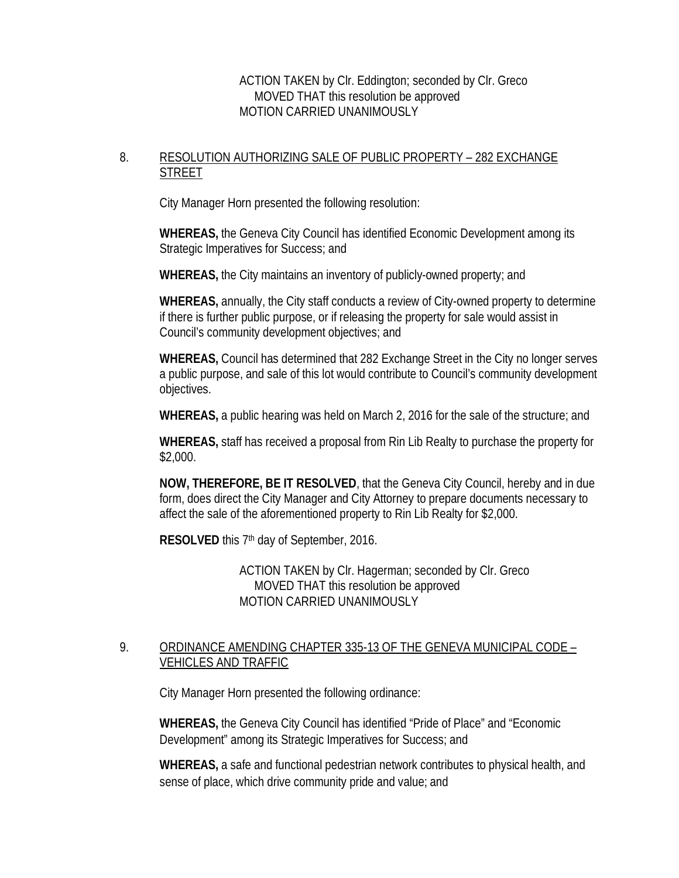ACTION TAKEN by Clr. Eddington; seconded by Clr. Greco
MOVED THAT this resolution be approved
MOTION CARRIED UNANIMOUSLY

8. RESOLUTION AUTHORIZING SALE OF PUBLIC PROPERTY – 282 EXCHANGE STREET

City Manager Horn presented the following resolution:

**WHEREAS,** the Geneva City Council has identified Economic Development among its Strategic Imperatives for Success; and

**WHEREAS,** the City maintains an inventory of publicly-owned property; and

**WHEREAS,** annually, the City staff conducts a review of City-owned property to determine if there is further public purpose, or if releasing the property for sale would assist in Council's community development objectives; and

**WHEREAS,** Council has determined that 282 Exchange Street in the City no longer serves a public purpose, and sale of this lot would contribute to Council's community development objectives.

**WHEREAS,** a public hearing was held on March 2, 2016 for the sale of the structure; and

**WHEREAS,** staff has received a proposal from Rin Lib Realty to purchase the property for \$2,000.

**NOW, THEREFORE, BE IT RESOLVED**, that the Geneva City Council, hereby and in due form, does direct the City Manager and City Attorney to prepare documents necessary to affect the sale of the aforementioned property to Rin Lib Realty for \$2,000.

**RESOLVED** this 7th day of September, 2016.

ACTION TAKEN by Clr. Hagerman; seconded by Clr. Greco
MOVED THAT this resolution be approved
MOTION CARRIED UNANIMOUSLY

9. ORDINANCE AMENDING CHAPTER 335-13 OF THE GENEVA MUNICIPAL CODE – VEHICLES AND TRAFFIC

City Manager Horn presented the following ordinance:

**WHEREAS,** the Geneva City Council has identified "Pride of Place" and "Economic Development" among its Strategic Imperatives for Success; and

**WHEREAS,** a safe and functional pedestrian network contributes to physical health, and sense of place, which drive community pride and value; and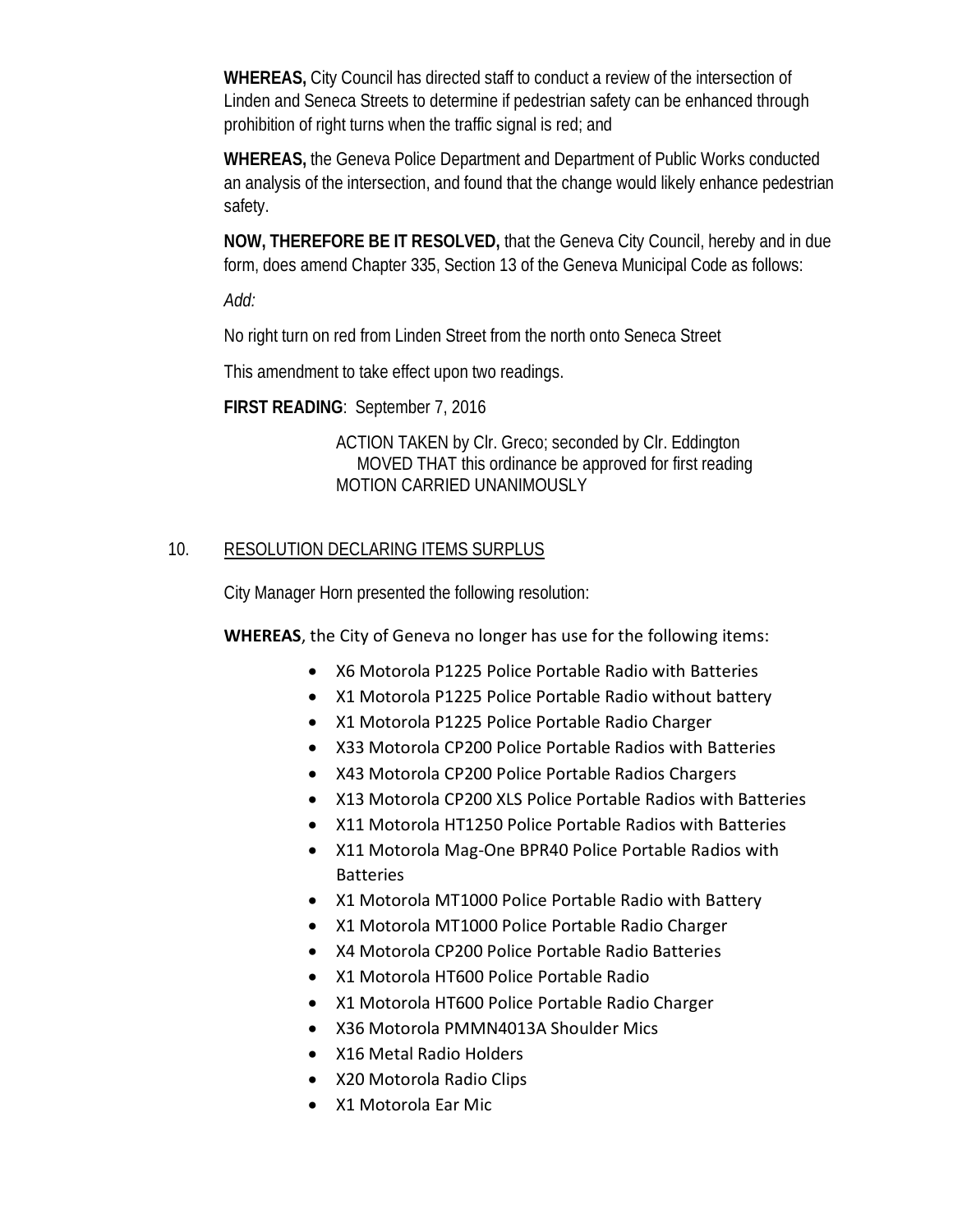**WHEREAS,** City Council has directed staff to conduct a review of the intersection of Linden and Seneca Streets to determine if pedestrian safety can be enhanced through prohibition of right turns when the traffic signal is red; and

**WHEREAS,** the Geneva Police Department and Department of Public Works conducted an analysis of the intersection, and found that the change would likely enhance pedestrian safety.

**NOW, THEREFORE BE IT RESOLVED,** that the Geneva City Council, hereby and in due form, does amend Chapter 335, Section 13 of the Geneva Municipal Code as follows:

*Add:*

No right turn on red from Linden Street from the north onto Seneca Street

This amendment to take effect upon two readings.

**FIRST READING**: September 7, 2016

ACTION TAKEN by Clr. Greco; seconded by Clr. Eddington
MOVED THAT this ordinance be approved for first reading
MOTION CARRIED UNANIMOUSLY

10. RESOLUTION DECLARING ITEMS SURPLUS

City Manager Horn presented the following resolution:

**WHEREAS**, the City of Geneva no longer has use for the following items:

- X6 Motorola P1225 Police Portable Radio with Batteries
- X1 Motorola P1225 Police Portable Radio without battery
- X1 Motorola P1225 Police Portable Radio Charger
- X33 Motorola CP200 Police Portable Radios with Batteries
- X43 Motorola CP200 Police Portable Radios Chargers
- X13 Motorola CP200 XLS Police Portable Radios with Batteries
- X11 Motorola HT1250 Police Portable Radios with Batteries
- X11 Motorola Mag-One BPR40 Police Portable Radios with Batteries
- X1 Motorola MT1000 Police Portable Radio with Battery
- X1 Motorola MT1000 Police Portable Radio Charger
- X4 Motorola CP200 Police Portable Radio Batteries
- X1 Motorola HT600 Police Portable Radio
- X1 Motorola HT600 Police Portable Radio Charger
- X36 Motorola PMMN4013A Shoulder Mics
- X16 Metal Radio Holders
- X20 Motorola Radio Clips
- X1 Motorola Ear Mic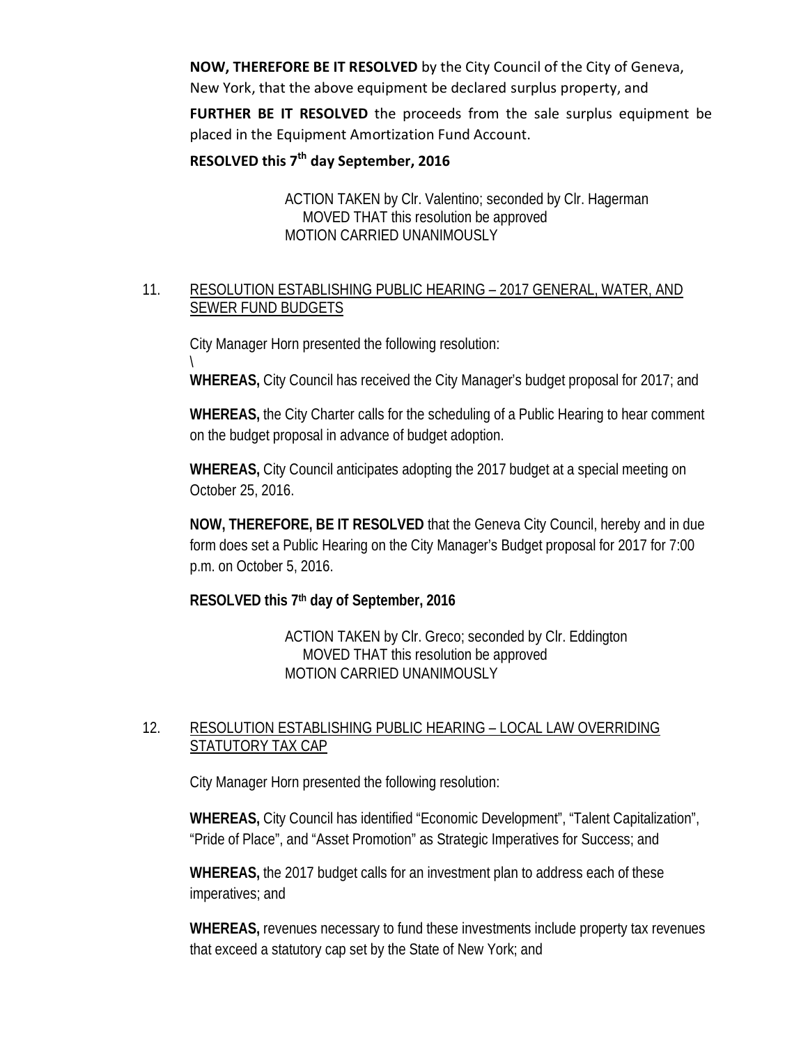**NOW, THEREFORE BE IT RESOLVED** by the City Council of the City of Geneva, New York, that the above equipment be declared surplus property, and

**FURTHER BE IT RESOLVED** the proceeds from the sale surplus equipment be placed in the Equipment Amortization Fund Account.

**RESOLVED this 7th day September, 2016**

ACTION TAKEN by Clr. Valentino; seconded by Clr. Hagerman
MOVED THAT this resolution be approved
MOTION CARRIED UNANIMOUSLY

11. RESOLUTION ESTABLISHING PUBLIC HEARING – 2017 GENERAL, WATER, AND SEWER FUND BUDGETS

City Manager Horn presented the following resolution:
\

**WHEREAS,** City Council has received the City Manager's budget proposal for 2017; and

**WHEREAS,** the City Charter calls for the scheduling of a Public Hearing to hear comment on the budget proposal in advance of budget adoption.

**WHEREAS,** City Council anticipates adopting the 2017 budget at a special meeting on October 25, 2016.

**NOW, THEREFORE, BE IT RESOLVED** that the Geneva City Council, hereby and in due form does set a Public Hearing on the City Manager's Budget proposal for 2017 for 7:00 p.m. on October 5, 2016.

**RESOLVED this 7th day of September, 2016**

ACTION TAKEN by Clr. Greco; seconded by Clr. Eddington
MOVED THAT this resolution be approved
MOTION CARRIED UNANIMOUSLY

12. RESOLUTION ESTABLISHING PUBLIC HEARING – LOCAL LAW OVERRIDING STATUTORY TAX CAP

City Manager Horn presented the following resolution:

**WHEREAS,** City Council has identified "Economic Development", "Talent Capitalization", "Pride of Place", and "Asset Promotion" as Strategic Imperatives for Success; and

**WHEREAS,** the 2017 budget calls for an investment plan to address each of these imperatives; and

**WHEREAS,** revenues necessary to fund these investments include property tax revenues that exceed a statutory cap set by the State of New York; and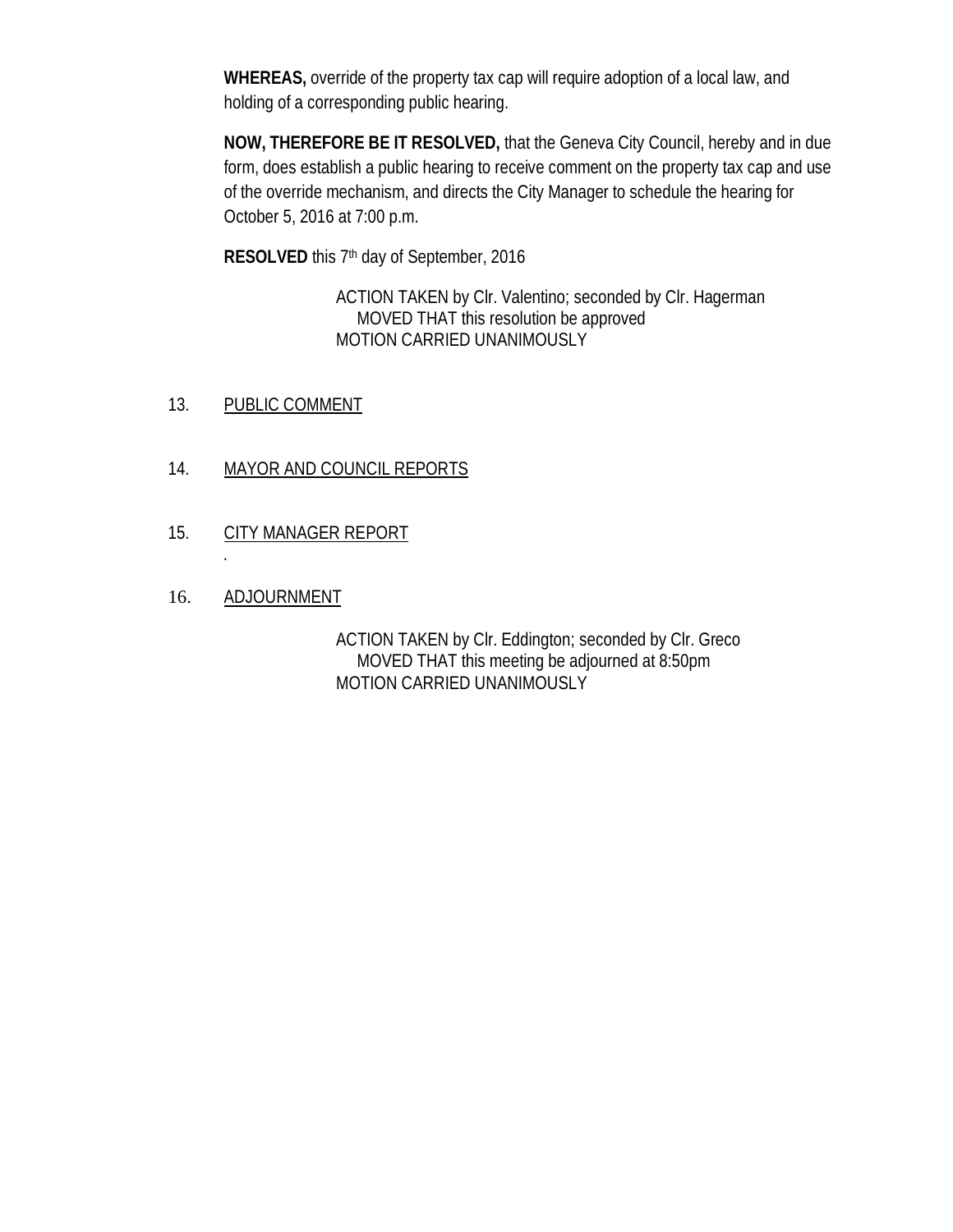**WHEREAS,** override of the property tax cap will require adoption of a local law, and holding of a corresponding public hearing.

**NOW, THEREFORE BE IT RESOLVED,** that the Geneva City Council, hereby and in due form, does establish a public hearing to receive comment on the property tax cap and use of the override mechanism, and directs the City Manager to schedule the hearing for October 5, 2016 at 7:00 p.m.

**RESOLVED** this 7th day of September, 2016

ACTION TAKEN by Clr. Valentino; seconded by Clr. Hagerman
MOVED THAT this resolution be approved
MOTION CARRIED UNANIMOUSLY

13. PUBLIC COMMENT

14. MAYOR AND COUNCIL REPORTS

15. CITY MANAGER REPORT

.

16. ADJOURNMENT

ACTION TAKEN by Clr. Eddington; seconded by Clr. Greco
MOVED THAT this meeting be adjourned at 8:50pm
MOTION CARRIED UNANIMOUSLY